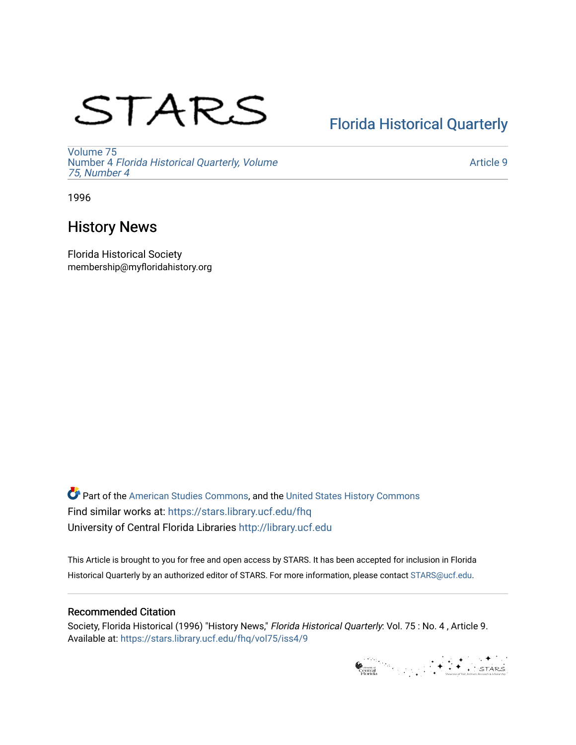STARS

[Florida Historical Quarterly](https://stars.library.ucf.edu/fhq)

Volume 75
Number 4 *Florida Historical Quarterly, Volume 75, Number 4*

Article 9

1996

## History News

Florida Historical Society
membership@myfloridahistory.org

Part of the American Studies Commons, and the United States History Commons
Find similar works at: https://stars.library.ucf.edu/fhq
University of Central Florida Libraries http://library.ucf.edu

This Article is brought to you for free and open access by STARS. It has been accepted for inclusion in Florida Historical Quarterly by an authorized editor of STARS. For more information, please contact STARS@ucf.edu.

### Recommended Citation

Society, Florida Historical (1996) "History News," *Florida Historical Quarterly*: Vol. 75 : No. 4 , Article 9.
Available at: https://stars.library.ucf.edu/fhq/vol75/iss4/9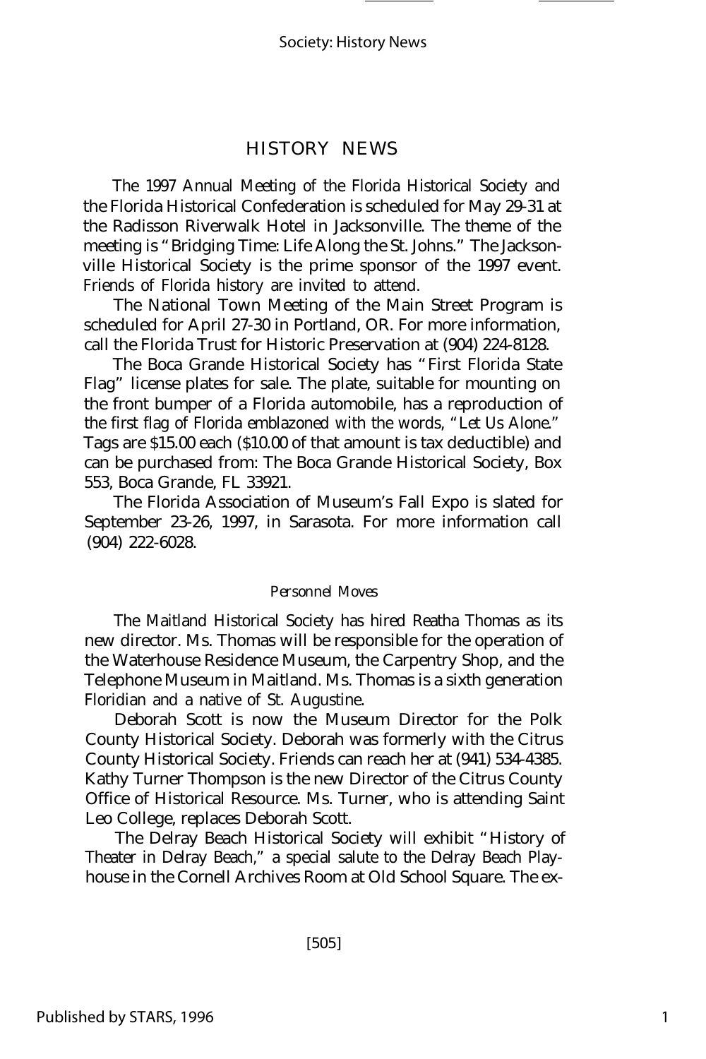## HISTORY NEWS

The 1997 Annual Meeting of the Florida Historical Society and the Florida Historical Confederation is scheduled for May 29-31 at the Radisson Riverwalk Hotel in Jacksonville. The theme of the meeting is "Bridging Time: Life Along the St. Johns." The Jacksonville Historical Society is the prime sponsor of the 1997 event. Friends of Florida history are invited to attend.

The National Town Meeting of the Main Street Program is scheduled for April 27-30 in Portland, OR. For more information, call the Florida Trust for Historic Preservation at (904) 224-8128.

The Boca Grande Historical Society has "First Florida State Flag" license plates for sale. The plate, suitable for mounting on the front bumper of a Florida automobile, has a reproduction of the first flag of Florida emblazoned with the words, "Let Us Alone." Tags are $15.00 each ($10.00 of that amount is tax deductible) and can be purchased from: The Boca Grande Historical Society, Box 553, Boca Grande, FL 33921.

The Florida Association of Museum's Fall Expo is slated for September 23-26, 1997, in Sarasota. For more information call (904) 222-6028.

### Personnel Moves

The Maitland Historical Society has hired Reatha Thomas as its new director. Ms. Thomas will be responsible for the operation of the Waterhouse Residence Museum, the Carpentry Shop, and the Telephone Museum in Maitland. Ms. Thomas is a sixth generation Floridian and a native of St. Augustine.

Deborah Scott is now the Museum Director for the Polk County Historical Society. Deborah was formerly with the Citrus County Historical Society. Friends can reach her at (941) 534-4385. Kathy Turner Thompson is the new Director of the Citrus County Office of Historical Resource. Ms. Turner, who is attending Saint Leo College, replaces Deborah Scott.

The Delray Beach Historical Society will exhibit "History of Theater in Delray Beach," a special salute to the Delray Beach Playhouse in the Cornell Archives Room at Old School Square. The ex-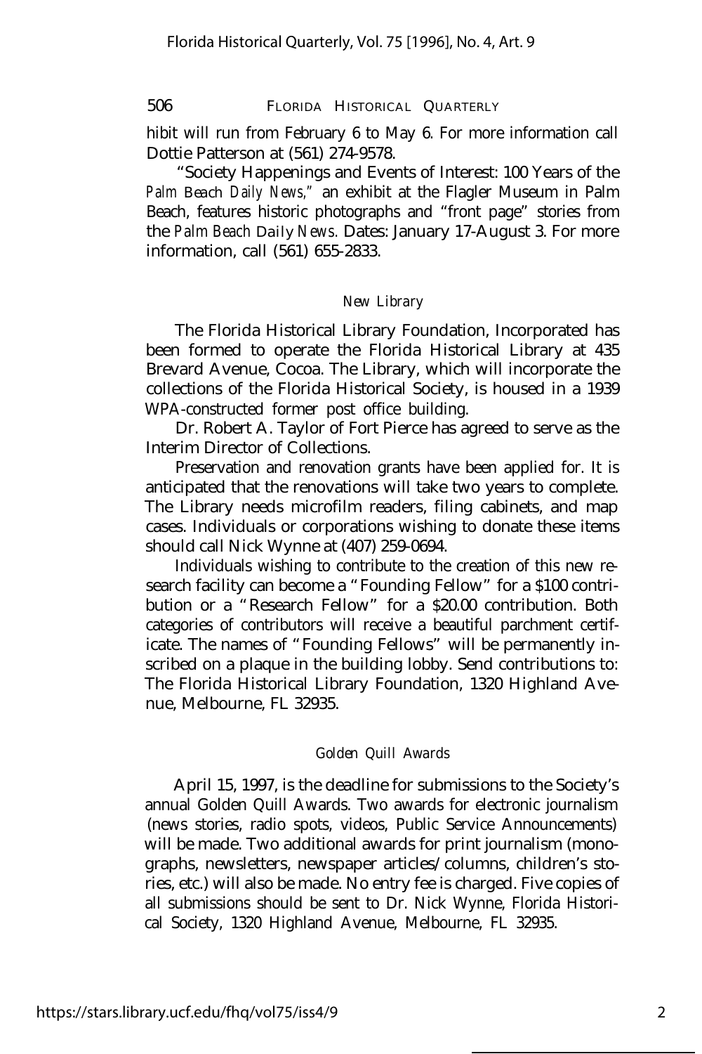hibit will run from February 6 to May 6. For more information call Dottie Patterson at (561) 274-9578.

"Society Happenings and Events of Interest: 100 Years of the *Palm Beach Daily News,*" an exhibit at the Flagler Museum in Palm Beach, features historic photographs and "front page" stories from the *Palm Beach Daily News.* Dates: January 17-August 3. For more information, call (561) 655-2833.

### *New Library*

The Florida Historical Library Foundation, Incorporated has been formed to operate the Florida Historical Library at 435 Brevard Avenue, Cocoa. The Library, which will incorporate the collections of the Florida Historical Society, is housed in a 1939 WPA-constructed former post office building.

Dr. Robert A. Taylor of Fort Pierce has agreed to serve as the Interim Director of Collections.

Preservation and renovation grants have been applied for. It is anticipated that the renovations will take two years to complete. The Library needs microfilm readers, filing cabinets, and map cases. Individuals or corporations wishing to donate these items should call Nick Wynne at (407) 259-0694.

Individuals wishing to contribute to the creation of this new research facility can become a "Founding Fellow" for a $100 contribution or a "Research Fellow" for a $20.00 contribution. Both categories of contributors will receive a beautiful parchment certificate. The names of "Founding Fellows" will be permanently inscribed on a plaque in the building lobby. Send contributions to: The Florida Historical Library Foundation, 1320 Highland Avenue, Melbourne, FL 32935.

### *Golden Quill Awards*

April 15, 1997, is the deadline for submissions to the Society's annual Golden Quill Awards. Two awards for electronic journalism (news stories, radio spots, videos, Public Service Announcements) will be made. Two additional awards for print journalism (monographs, newsletters, newspaper articles/columns, children's stories, etc.) will also be made. No entry fee is charged. Five copies of all submissions should be sent to Dr. Nick Wynne, Florida Historical Society, 1320 Highland Avenue, Melbourne, FL 32935.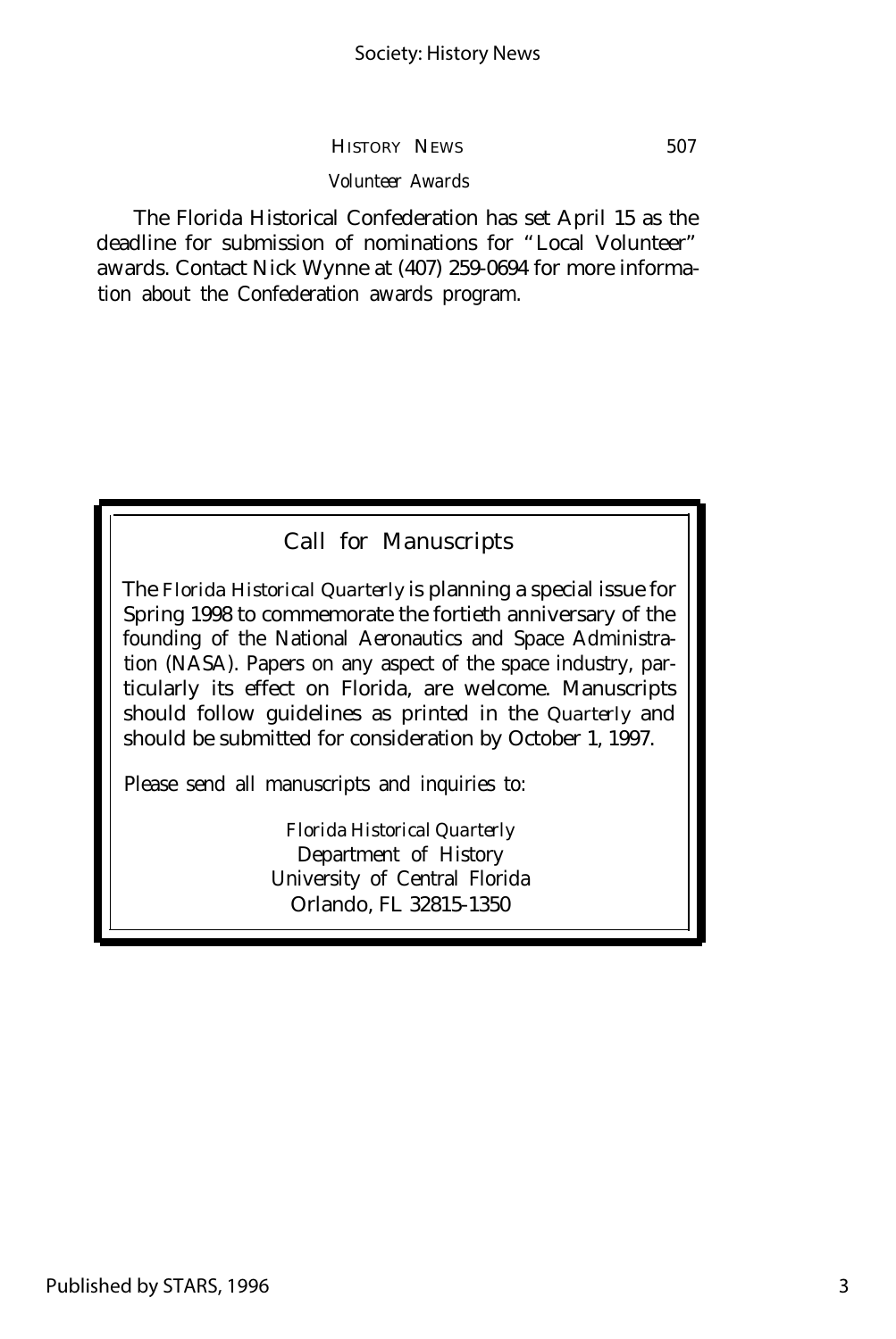### *Volunteer Awards*

The Florida Historical Confederation has set April 15 as the deadline for submission of nominations for "Local Volunteer" awards. Contact Nick Wynne at (407) 259-0694 for more information about the Confederation awards program.

## Call for Manuscripts

The *Florida Historical Quarterly* is planning a special issue for Spring 1998 to commemorate the fortieth anniversary of the founding of the National Aeronautics and Space Administration (NASA). Papers on any aspect of the space industry, particularly its effect on Florida, are welcome. Manuscripts should follow guidelines as printed in the *Quarterly* and should be submitted for consideration by October 1, 1997.

Please send all manuscripts and inquiries to:

*Florida Historical Quarterly*
Department of History
University of Central Florida
Orlando, FL 32815-1350